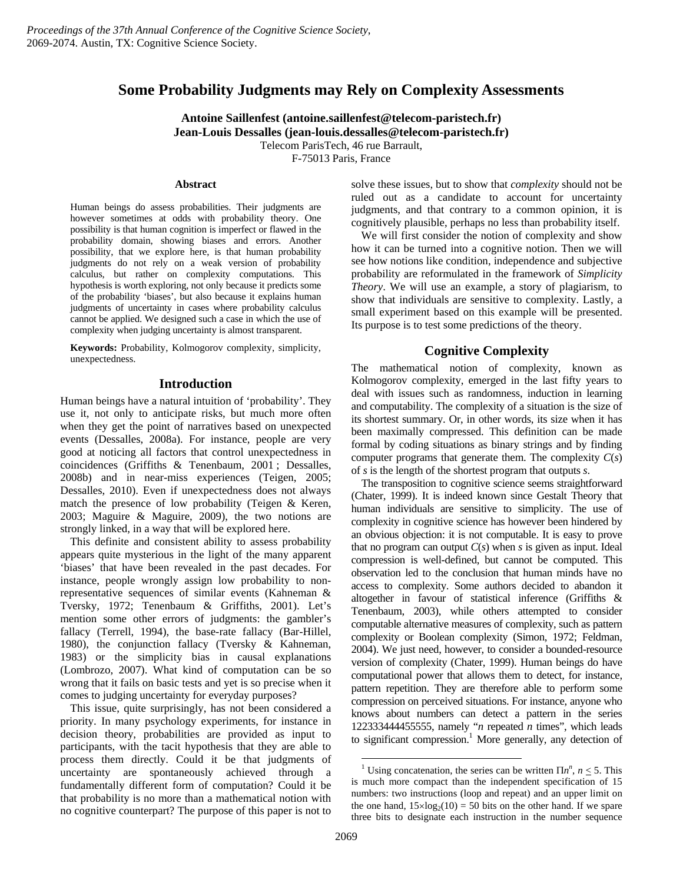*Proceedings of the 37th Annual Conference of the Cognitive Science Society*, 2069-2074. Austin, TX: Cognitive Science Society.

# Some Probability Judgments may Rely on Complexity Assessments

**Antoine Saillenfest (antoine.saillenfest@telecom-paristech.fr)**
**Jean-Louis Dessalles (jean-louis.dessalles@telecom-paristech.fr)**
Telecom ParisTech, 46 rue Barrault,
F-75013 Paris, France

### Abstract

Human beings do assess probabilities. Their judgments are however sometimes at odds with probability theory. One possibility is that human cognition is imperfect or flawed in the probability domain, showing biases and errors. Another possibility, that we explore here, is that human probability judgments do not rely on a weak version of probability calculus, but rather on complexity computations. This hypothesis is worth exploring, not only because it predicts some of the probability 'biases', but also because it explains human judgments of uncertainty in cases where probability calculus cannot be applied. We designed such a case in which the use of complexity when judging uncertainty is almost transparent.

**Keywords:** Probability, Kolmogorov complexity, simplicity, unexpectedness.

## Introduction

Human beings have a natural intuition of 'probability'. They use it, not only to anticipate risks, but much more often when they get the point of narratives based on unexpected events (Dessalles, 2008a). For instance, people are very good at noticing all factors that control unexpectedness in coincidences (Griffiths & Tenenbaum, 2001 ; Dessalles, 2008b) and in near-miss experiences (Teigen, 2005; Dessalles, 2010). Even if unexpectedness does not always match the presence of low probability (Teigen & Keren, 2003; Maguire & Maguire, 2009), the two notions are strongly linked, in a way that will be explored here.

This definite and consistent ability to assess probability appears quite mysterious in the light of the many apparent 'biases' that have been revealed in the past decades. For instance, people wrongly assign low probability to non-representative sequences of similar events (Kahneman & Tversky, 1972; Tenenbaum & Griffiths, 2001). Let's mention some other errors of judgments: the gambler's fallacy (Terrell, 1994), the base-rate fallacy (Bar-Hillel, 1980), the conjunction fallacy (Tversky & Kahneman, 1983) or the simplicity bias in causal explanations (Lombrozo, 2007). What kind of computation can be so wrong that it fails on basic tests and yet is so precise when it comes to judging uncertainty for everyday purposes?

This issue, quite surprisingly, has not been considered a priority. In many psychology experiments, for instance in decision theory, probabilities are provided as input to participants, with the tacit hypothesis that they are able to process them directly. Could it be that judgments of uncertainty are spontaneously achieved through a fundamentally different form of computation? Could it be that probability is no more than a mathematical notion with no cognitive counterpart? The purpose of this paper is not to solve these issues, but to show that *complexity* should not be ruled out as a candidate to account for uncertainty judgments, and that contrary to a common opinion, it is cognitively plausible, perhaps no less than probability itself.

We will first consider the notion of complexity and show how it can be turned into a cognitive notion. Then we will see how notions like condition, independence and subjective probability are reformulated in the framework of *Simplicity Theory*. We will use an example, a story of plagiarism, to show that individuals are sensitive to complexity. Lastly, a small experiment based on this example will be presented. Its purpose is to test some predictions of the theory.

## Cognitive Complexity

The mathematical notion of complexity, known as Kolmogorov complexity, emerged in the last fifty years to deal with issues such as randomness, induction in learning and computability. The complexity of a situation is the size of its shortest summary. Or, in other words, its size when it has been maximally compressed. This definition can be made formal by coding situations as binary strings and by finding computer programs that generate them. The complexity $C(s)$ of $s$ is the length of the shortest program that outputs $s$.

The transposition to cognitive science seems straightforward (Chater, 1999). It is indeed known since Gestalt Theory that human individuals are sensitive to simplicity. The use of complexity in cognitive science has however been hindered by an obvious objection: it is not computable. It is easy to prove that no program can output $C(s)$ when $s$ is given as input. Ideal compression is well-defined, but cannot be computed. This observation led to the conclusion that human minds have no access to complexity. Some authors decided to abandon it altogether in favour of statistical inference (Griffiths & Tenenbaum, 2003), while others attempted to consider computable alternative measures of complexity, such as pattern complexity or Boolean complexity (Simon, 1972; Feldman, 2004). We just need, however, to consider a bounded-resource version of complexity (Chater, 1999). Human beings do have computational power that allows them to detect, for instance, pattern repetition. They are therefore able to perform some compression on perceived situations. For instance, anyone who knows about numbers can detect a pattern in the series 122333444455555, namely "*n* repeated *n* times", which leads to significant compression.[1] More generally, any detection of

[1] Using concatenation, the series can be written $\Pi n^n$, $n \leq 5$. This is much more compact than the independent specification of 15 numbers: two instructions (loop and repeat) and an upper limit on the one hand, $15 \times \log_2(10) = 50$ bits on the other hand. If we spare three bits to designate each instruction in the number sequence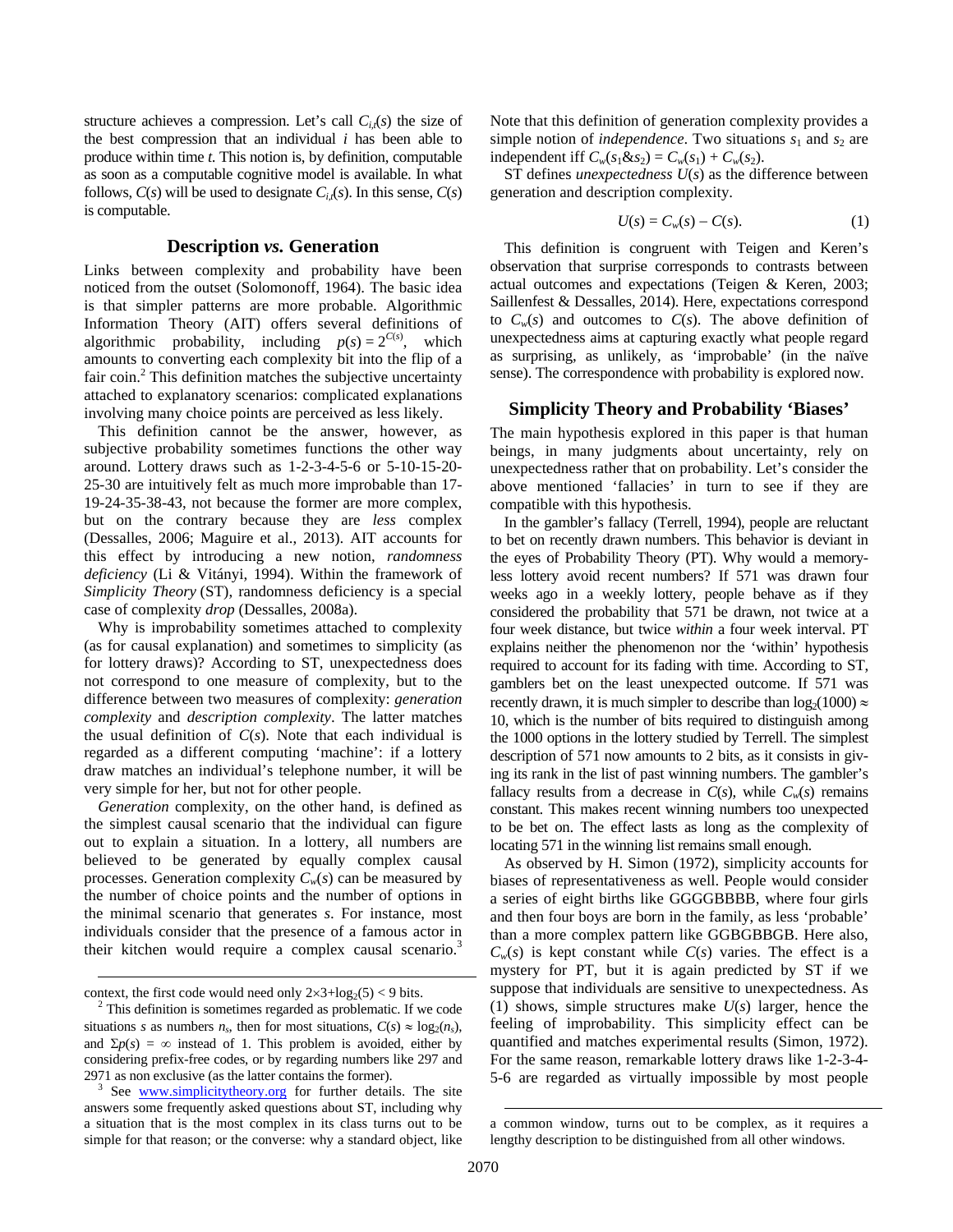structure achieves a compression. Let's call $C_{i,t}(s)$ the size of the best compression that an individual $i$ has been able to produce within time $t$. This notion is, by definition, computable as soon as a computable cognitive model is available. In what follows, $C(s)$ will be used to designate $C_{i,t}(s)$. In this sense, $C(s)$ is computable.

## Description *vs.* Generation

Links between complexity and probability have been noticed from the outset (Solomonoff, 1964). The basic idea is that simpler patterns are more probable. Algorithmic Information Theory (AIT) offers several definitions of algorithmic probability, including $p(s) = 2^{C(s)}$, which amounts to converting each complexity bit into the flip of a fair coin.[2] This definition matches the subjective uncertainty attached to explanatory scenarios: complicated explanations involving many choice points are perceived as less likely.

This definition cannot be the answer, however, as subjective probability sometimes functions the other way around. Lottery draws such as 1-2-3-4-5-6 or 5-10-15-20-25-30 are intuitively felt as much more improbable than 17-19-24-35-38-43, not because the former are more complex, but on the contrary because they are *less* complex (Dessalles, 2006; Maguire et al., 2013). AIT accounts for this effect by introducing a new notion, *randomness deficiency* (Li & Vitányi, 1994). Within the framework of *Simplicity Theory* (ST), randomness deficiency is a special case of complexity *drop* (Dessalles, 2008a).

Why is improbability sometimes attached to complexity (as for causal explanation) and sometimes to simplicity (as for lottery draws)? According to ST, unexpectedness does not correspond to one measure of complexity, but to the difference between two measures of complexity: *generation complexity* and *description complexity*. The latter matches the usual definition of $C(s)$. Note that each individual is regarded as a different computing 'machine': if a lottery draw matches an individual's telephone number, it will be very simple for her, but not for other people.

*Generation* complexity, on the other hand, is defined as the simplest causal scenario that the individual can figure out to explain a situation. In a lottery, all numbers are believed to be generated by equally complex causal processes. Generation complexity $C_w(s)$ can be measured by the number of choice points and the number of options in the minimal scenario that generates $s$. For instance, most individuals consider that the presence of a famous actor in their kitchen would require a complex causal scenario.[3]

Note that this definition of generation complexity provides a simple notion of *independence*. Two situations $s_1$ and $s_2$ are independent iff $C_w(s_1\&s_2) = C_w(s_1) + C_w(s_2)$.

ST defines *unexpectedness* $U(s)$ as the difference between generation and description complexity.

$$U(s) = C_w(s) - C(s). \tag{1}$$

This definition is congruent with Teigen and Keren's observation that surprise corresponds to contrasts between actual outcomes and expectations (Teigen & Keren, 2003; Saillenfest & Dessalles, 2014). Here, expectations correspond to $C_w(s)$ and outcomes to $C(s)$. The above definition of unexpectedness aims at capturing exactly what people regard as surprising, as unlikely, as 'improbable' (in the naïve sense). The correspondence with probability is explored now.

## Simplicity Theory and Probability 'Biases'

The main hypothesis explored in this paper is that human beings, in many judgments about uncertainty, rely on unexpectedness rather that on probability. Let's consider the above mentioned 'fallacies' in turn to see if they are compatible with this hypothesis.

In the gambler's fallacy (Terrell, 1994), people are reluctant to bet on recently drawn numbers. This behavior is deviant in the eyes of Probability Theory (PT). Why would a memory-less lottery avoid recent numbers? If 571 was drawn four weeks ago in a weekly lottery, people behave as if they considered the probability that 571 be drawn, not twice at a four week distance, but twice *within* a four week interval. PT explains neither the phenomenon nor the 'within' hypothesis required to account for its fading with time. According to ST, gamblers bet on the least unexpected outcome. If 571 was recently drawn, it is much simpler to describe than $\log_2(1000) \approx 10$, which is the number of bits required to distinguish among the 1000 options in the lottery studied by Terrell. The simplest description of 571 now amounts to 2 bits, as it consists in giving its rank in the list of past winning numbers. The gambler's fallacy results from a decrease in $C(s)$, while $C_w(s)$ remains constant. This makes recent winning numbers too unexpected to be bet on. The effect lasts as long as the complexity of locating 571 in the winning list remains small enough.

As observed by H. Simon (1972), simplicity accounts for biases of representativeness as well. People would consider a series of eight births like GGGGBBBB, where four girls and then four boys are born in the family, as less 'probable' than a more complex pattern like GGBGBBGB. Here also, $C_w(s)$ is kept constant while $C(s)$ varies. The effect is a mystery for PT, but it is again predicted by ST if we suppose that individuals are sensitive to unexpectedness. As (1) shows, simple structures make $U(s)$ larger, hence the feeling of improbability. This simplicity effect can be quantified and matches experimental results (Simon, 1972). For the same reason, remarkable lottery draws like 1-2-3-4-5-6 are regarded as virtually impossible by most people

---

context, the first code would need only $2\times3+\log_2(5) < 9$ bits.

[2] This definition is sometimes regarded as problematic. If we code situations $s$ as numbers $n_s$, then for most situations, $C(s) \approx \log_2(n_s)$, and $\Sigma p(s) = \infty$ instead of 1. This problem is avoided, either by considering prefix-free codes, or by regarding numbers like 297 and 2971 as non exclusive (as the latter contains the former).

[3] See www.simplicitytheory.org for further details. The site answers some frequently asked questions about ST, including why a situation that is the most complex in its class turns out to be simple for that reason; or the converse: why a standard object, like a common window, turns out to be complex, as it requires a lengthy description to be distinguished from all other windows.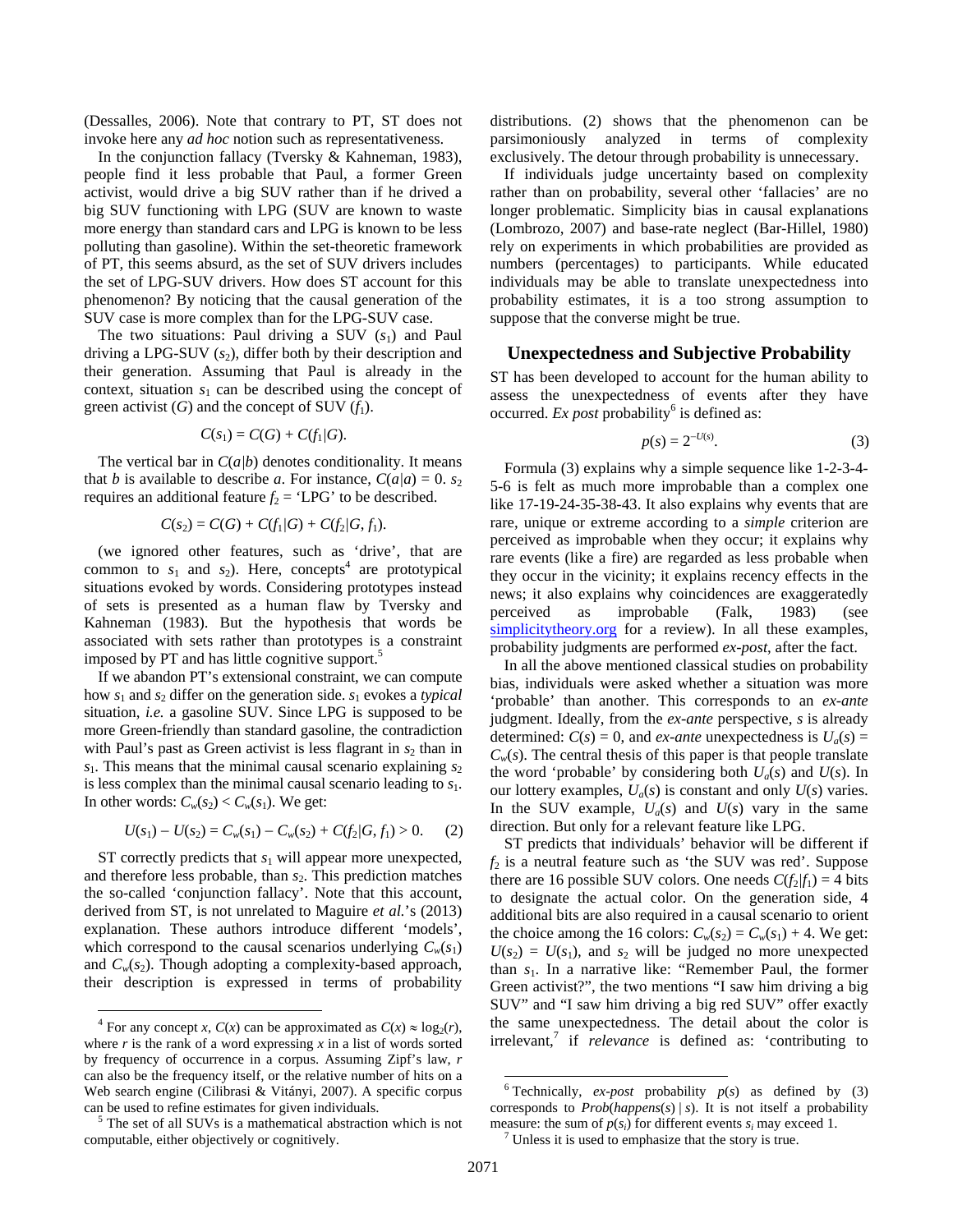(Dessalles, 2006). Note that contrary to PT, ST does not invoke here any *ad hoc* notion such as representativeness.

In the conjunction fallacy (Tversky & Kahneman, 1983), people find it less probable that Paul, a former Green activist, would drive a big SUV rather than if he drived a big SUV functioning with LPG (SUV are known to waste more energy than standard cars and LPG is known to be less polluting than gasoline). Within the set-theoretic framework of PT, this seems absurd, as the set of SUV drivers includes the set of LPG-SUV drivers. How does ST account for this phenomenon? By noticing that the causal generation of the SUV case is more complex than for the LPG-SUV case.

The two situations: Paul driving a SUV ($s_1$) and Paul driving a LPG-SUV ($s_2$), differ both by their description and their generation. Assuming that Paul is already in the context, situation $s_1$ can be described using the concept of green activist ($G$) and the concept of SUV ($f_1$).

$$C(s_1) = C(G) + C(f_1|G).$$

The vertical bar in $C(a|b)$ denotes conditionality. It means that $b$ is available to describe $a$. For instance, $C(a|a) = 0$. $s_2$ requires an additional feature $f_2$ = 'LPG' to be described.

$$C(s_2) = C(G) + C(f_1|G) + C(f_2|G, f_1).$$

(we ignored other features, such as 'drive', that are common to $s_1$ and $s_2$). Here, concepts[4] are prototypical situations evoked by words. Considering prototypes instead of sets is presented as a human flaw by Tversky and Kahneman (1983). But the hypothesis that words be associated with sets rather than prototypes is a constraint imposed by PT and has little cognitive support.[5]

If we abandon PT's extensional constraint, we can compute how $s_1$ and $s_2$ differ on the generation side. $s_1$ evokes a *typical* situation, *i.e.* a gasoline SUV. Since LPG is supposed to be more Green-friendly than standard gasoline, the contradiction with Paul's past as Green activist is less flagrant in $s_2$ than in $s_1$. This means that the minimal causal scenario explaining $s_2$ is less complex than the minimal causal scenario leading to $s_1$. In other words: $C_w(s_2) < C_w(s_1)$. We get:

$$U(s_1) - U(s_2) = C_w(s_1) - C_w(s_2) + C(f_2|G, f_1) > 0. \qquad (2)$$

ST correctly predicts that $s_1$ will appear more unexpected, and therefore less probable, than $s_2$. This prediction matches the so-called 'conjunction fallacy'. Note that this account, derived from ST, is not unrelated to Maguire *et al.*'s (2013) explanation. These authors introduce different 'models', which correspond to the causal scenarios underlying $C_w(s_1)$ and $C_w(s_2)$. Though adopting a complexity-based approach, their description is expressed in terms of probability distributions. (2) shows that the phenomenon can be parsimoniously analyzed in terms of complexity exclusively. The detour through probability is unnecessary.

If individuals judge uncertainty based on complexity rather than on probability, several other 'fallacies' are no longer problematic. Simplicity bias in causal explanations (Lombrozo, 2007) and base-rate neglect (Bar-Hillel, 1980) rely on experiments in which probabilities are provided as numbers (percentages) to participants. While educated individuals may be able to translate unexpectedness into probability estimates, it is a too strong assumption to suppose that the converse might be true.

## Unexpectedness and Subjective Probability

ST has been developed to account for the human ability to assess the unexpectedness of events after they have occurred. *Ex post* probability[6] is defined as:

$$p(s) = 2^{-U(s)}. \qquad (3)$$

Formula (3) explains why a simple sequence like 1-2-3-4-5-6 is felt as much more improbable than a complex one like 17-19-24-35-38-43. It also explains why events that are rare, unique or extreme according to a *simple* criterion are perceived as improbable when they occur; it explains why rare events (like a fire) are regarded as less probable when they occur in the vicinity; it explains recency effects in the news; it also explains why coincidences are exaggeratedly perceived as improbable (Falk, 1983) (see simplicitytheory.org for a review). In all these examples, probability judgments are performed *ex-post*, after the fact.

In all the above mentioned classical studies on probability bias, individuals were asked whether a situation was more 'probable' than another. This corresponds to an *ex-ante* judgment. Ideally, from the *ex-ante* perspective, $s$ is already determined: $C(s) = 0$, and *ex-ante* unexpectedness is $U_a(s) = C_w(s)$. The central thesis of this paper is that people translate the word 'probable' by considering both $U_a(s)$ and $U(s)$. In our lottery examples, $U_a(s)$ is constant and only $U(s)$ varies. In the SUV example, $U_a(s)$ and $U(s)$ vary in the same direction. But only for a relevant feature like LPG.

ST predicts that individuals' behavior will be different if $f_2$ is a neutral feature such as 'the SUV was red'. Suppose there are 16 possible SUV colors. One needs $C(f_2|f_1) = 4$ bits to designate the actual color. On the generation side, 4 additional bits are also required in a causal scenario to orient the choice among the 16 colors: $C_w(s_2) = C_w(s_1) + 4$. We get: $U(s_2) = U(s_1)$, and $s_2$ will be judged no more unexpected than $s_1$. In a narrative like: "Remember Paul, the former Green activist?", the two mentions "I saw him driving a big SUV" and "I saw him driving a big red SUV" offer exactly the same unexpectedness. The detail about the color is irrelevant,[7] if *relevance* is defined as: 'contributing to

---

[4] For any concept $x$, $C(x)$ can be approximated as $C(x) \approx \log_2(r)$, where $r$ is the rank of a word expressing $x$ in a list of words sorted by frequency of occurrence in a corpus. Assuming Zipf's law, $r$ can also be the frequency itself, or the relative number of hits on a Web search engine (Cilibrasi & Vitányi, 2007). A specific corpus can be used to refine estimates for given individuals.

[5] The set of all SUVs is a mathematical abstraction which is not computable, either objectively or cognitively.

[6] Technically, *ex-post* probability $p(s)$ as defined by (3) corresponds to $Prob(happens(s) \mid s)$. It is not itself a probability measure: the sum of $p(s_i)$ for different events $s_i$ may exceed 1.

[7] Unless it is used to emphasize that the story is true.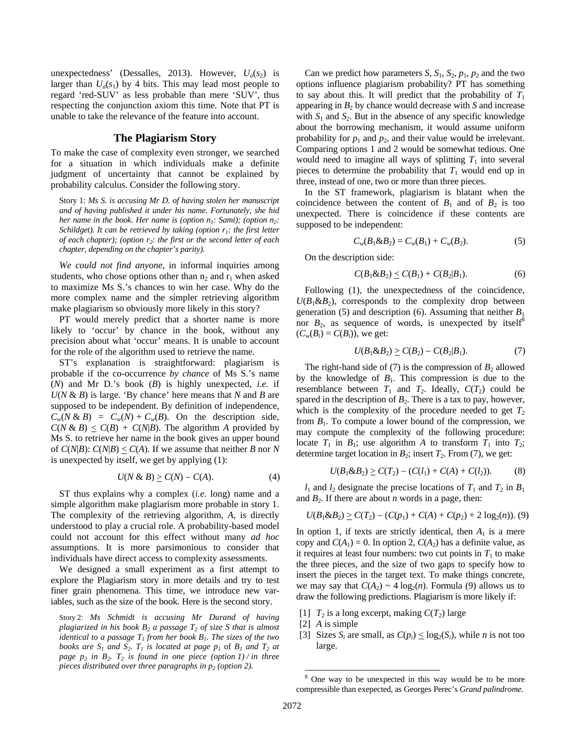unexpectedness' (Dessalles, 2013). However, $U_a(s_2)$ is larger than $U_a(s_1)$ by 4 bits. This may lead most people to regard 'red-SUV' as less probable than mere 'SUV', thus respecting the conjunction axiom this time. Note that PT is unable to take the relevance of the feature into account.

## The Plagiarism Story

To make the case of complexity even stronger, we searched for a situation in which individuals make a definite judgment of uncertainty that cannot be explained by probability calculus. Consider the following story.

> Story 1: *Ms S. is accusing Mr D. of having stolen her manuscript and of having published it under his name. Fortunately, she hid her name in the book. Her name is (option $n_1$: Sami); (option $n_2$: Schildget). It can be retrieved by taking (option $r_1$: the first letter of each chapter); (option $r_2$: the first or the second letter of each chapter, depending on the chapter's parity).*

*We could not find anyone*, in informal inquiries among students, who chose options other than $n_2$ and $r_1$ when asked to maximize Ms S.'s chances to win her case. Why do the more complex name and the simpler retrieving algorithm make plagiarism so obviously more likely in this story?

PT would merely predict that a shorter name is more likely to 'occur' by chance in the book, without any precision about what 'occur' means. It is unable to account for the role of the algorithm used to retrieve the name.

ST's explanation is straightforward: plagiarism is probable if the co-occurrence *by chance* of Ms S.'s name ($N$) and Mr D.'s book ($B$) is highly unexpected, *i.e.* if $U(N \,\&\, B)$ is large. 'By chance' here means that $N$ and $B$ are supposed to be independent. By definition of independence, $C_w(N \,\&\, B) = C_w(N) + C_w(B)$. On the description side, $C(N \,\&\, B) \leq C(B) + C(N|B)$. The algorithm $A$ provided by Ms S. to retrieve her name in the book gives an upper bound of $C(N|B)$: $C(N|B) \leq C(A)$. If we assume that neither $B$ nor $N$ is unexpected by itself, we get by applying (1):

$$U(N \,\&\, B) \geq C(N) - C(A). \tag{4}$$

ST thus explains why a complex (*i.e.* long) name and a simple algorithm make plagiarism more probable in story 1. The complexity of the retrieving algorithm, $A$, is directly understood to play a crucial role. A probability-based model could not account for this effect without many *ad hoc* assumptions. It is more parsimonious to consider that individuals have direct access to complexity assessments.

We designed a small experiment as a first attempt to explore the Plagiarism story in more details and try to test finer grain phenomena. This time, we introduce new variables, such as the size of the book. Here is the second story.

> Story 2: *Ms Schmidt is accusing Mr Durand of having plagiarized in his book $B_2$ a passage $T_2$ of size S that is almost identical to a passage $T_1$ from her book $B_1$. The sizes of the two books are $S_1$ and $S_2$. $T_1$ is located at page $p_1$* of *$B_1$ and $T_2$ at page $p_2$ in $B_2$. $T_2$ is found in one piece (option 1) / in three pieces distributed over three paragraphs in $p_2$ (option 2).*

Can we predict how parameters $S$, $S_1$, $S_2$, $p_1$, $p_2$ and the two options influence plagiarism probability? PT has something to say about this. It will predict that the probability of $T_1$ appearing in $B_2$ by chance would decrease with $S$ and increase with $S_1$ and $S_2$. But in the absence of any specific knowledge about the borrowing mechanism, it would assume uniform probability for $p_1$ and $p_2$, and their value would be irrelevant. Comparing options 1 and 2 would be somewhat tedious. One would need to imagine all ways of splitting $T_1$ into several pieces to determine the probability that $T_1$ would end up in three, instead of one, two or more than three pieces.

In the ST framework, plagiarism is blatant when the coincidence between the content of $B_1$ and of $B_2$ is too unexpected. There is coincidence if these contents are supposed to be independent:

$$C_w(B_1 \& B_2) = C_w(B_1) + C_w(B_2). \tag{5}$$

On the description side:

$$C(B_1 \& B_2) \leq C(B_1) + C(B_2|B_1). \tag{6}$$

Following (1), the unexpectedness of the coincidence, $U(B_1 \& B_2)$, corresponds to the complexity drop between generation (5) and description (6). Assuming that neither $B_1$ nor $B_2$, as sequence of words, is unexpected by itself[8] ($C_w(B_i) = C(B_i)$), we get:

$$U(B_1 \& B_2) \geq C(B_2) - C(B_2|B_1). \tag{7}$$

The right-hand side of (7) is the compression of $B_2$ allowed by the knowledge of $B_1$. This compression is due to the resemblance between $T_1$ and $T_2$. Ideally, $C(T_2)$ could be spared in the description of $B_2$. There is a tax to pay, however, which is the complexity of the procedure needed to get $T_2$ from $B_1$. To compute a lower bound of the compression, we may compute the complexity of the following procedure: locate $T_1$ in $B_1$; use algorithm $A$ to transform $T_1$ into $T_2$; determine target location in $B_2$; insert $T_2$. From (7), we get:

$$U(B_1 \& B_2) \geq C(T_2) - (C(l_1) + C(A) + C(l_2)). \tag{8}$$

$l_1$ and $l_2$ designate the precise locations of $T_1$ and $T_2$ in $B_1$ and $B_2$. If there are about $n$ words in a page, then:

$$U(B_1 \& B_2) \geq C(T_2) - (C(p_1) + C(A) + C(p_2) + 2 \log_2(n)). \tag{9}$$

In option 1, if texts are strictly identical, then $A_1$ is a mere copy and $C(A_1) = 0$. In option 2, $C(A_2)$ has a definite value, as it requires at least four numbers: two cut points in $T_1$ to make the three pieces, and the size of two gaps to specify how to insert the pieces in the target text. To make things concrete, we may say that $C(A_2) \sim 4 \log_2(n)$. Formula (9) allows us to draw the following predictions. Plagiarism is more likely if:

[1] $T_2$ is a long excerpt, making $C(T_2)$ large
[2] $A$ is simple
[3] Sizes $S_i$ are small, as $C(p_i) \leq \log_2(S_i)$, while $n$ is not too large.

---

[8] One way to be unexpected in this way would be to be more compressible than exepected, as Georges Perec's *Grand palindrome.*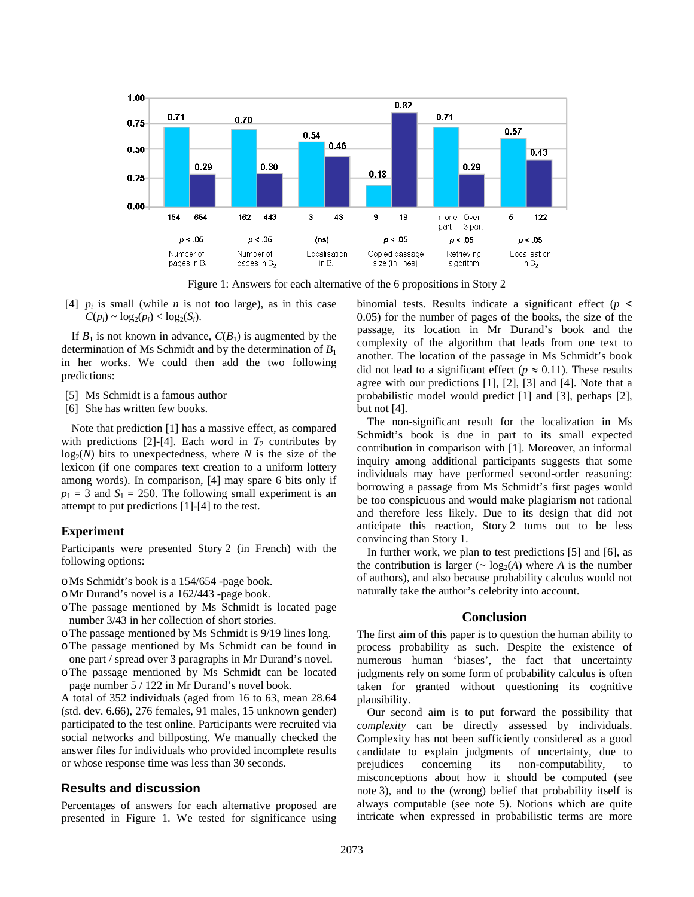Figure 1: Answers for each alternative of the 6 propositions in Story 2

[4] $p_i$ is small (while $n$ is not too large), as in this case $C(p_i) \sim \log_2(p_i) < \log_2(S_i)$.

If $B_1$ is not known in advance, $C(B_1)$ is augmented by the determination of Ms Schmidt and by the determination of $B_1$ in her works. We could then add the two following predictions:

[5] Ms Schmidt is a famous author
[6] She has written few books.

Note that prediction [1] has a massive effect, as compared with predictions [2]-[4]. Each word in $T_2$ contributes by $\log_2(N)$ bits to unexpectedness, where $N$ is the size of the lexicon (if one compares text creation to a uniform lottery among words). In comparison, [4] may spare 6 bits only if $p_1 = 3$ and $S_1 = 250$. The following small experiment is an attempt to put predictions [1]-[4] to the test.

## Experiment

Participants were presented Story 2 (in French) with the following options:

- Ms Schmidt's book is a 154/654 -page book.
- Mr Durand's novel is a 162/443 -page book.
- The passage mentioned by Ms Schmidt is located page number 3/43 in her collection of short stories.
- The passage mentioned by Ms Schmidt is 9/19 lines long.
- The passage mentioned by Ms Schmidt can be found in one part / spread over 3 paragraphs in Mr Durand's novel.
- The passage mentioned by Ms Schmidt can be located page number 5 / 122 in Mr Durand's novel book.

A total of 352 individuals (aged from 16 to 63, mean 28.64 (std. dev. 6.66), 276 females, 91 males, 15 unknown gender) participated to the test online. Participants were recruited via social networks and billposting. We manually checked the answer files for individuals who provided incomplete results or whose response time was less than 30 seconds.

## Results and discussion

Percentages of answers for each alternative proposed are presented in Figure 1. We tested for significance using binomial tests. Results indicate a significant effect ($p < 0.05$) for the number of pages of the books, the size of the passage, its location in Mr Durand's book and the complexity of the algorithm that leads from one text to another. The location of the passage in Ms Schmidt's book did not lead to a significant effect ($p \approx 0.11$). These results agree with our predictions [1], [2], [3] and [4]. Note that a probabilistic model would predict [1] and [3], perhaps [2], but not [4].

The non-significant result for the localization in Ms Schmidt's book is due in part to its small expected contribution in comparison with [1]. Moreover, an informal inquiry among additional participants suggests that some individuals may have performed second-order reasoning: borrowing a passage from Ms Schmidt's first pages would be too conspicuous and would make plagiarism not rational and therefore less likely. Due to its design that did not anticipate this reaction, Story 2 turns out to be less convincing than Story 1.

In further work, we plan to test predictions [5] and [6], as the contribution is larger ($\sim \log_2(A)$ where $A$ is the number of authors), and also because probability calculus would not naturally take the author's celebrity into account.

## Conclusion

The first aim of this paper is to question the human ability to process probability as such. Despite the existence of numerous human 'biases', the fact that uncertainty judgments rely on some form of probability calculus is often taken for granted without questioning its cognitive plausibility.

Our second aim is to put forward the possibility that *complexity* can be directly assessed by individuals. Complexity has not been sufficiently considered as a good candidate to explain judgments of uncertainty, due to prejudices concerning its non-computability, to misconceptions about how it should be computed (see note 3), and to the (wrong) belief that probability itself is always computable (see note 5). Notions which are quite intricate when expressed in probabilistic terms are more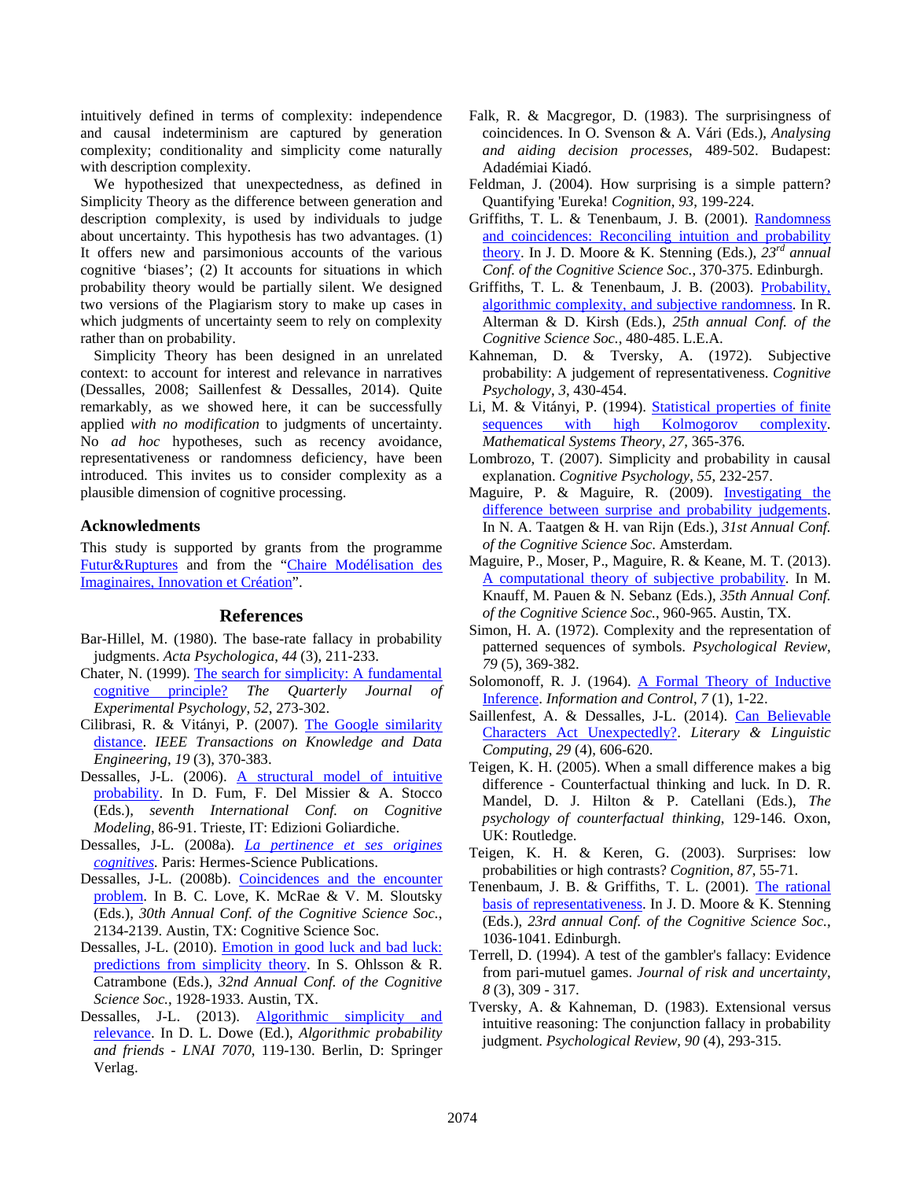intuitively defined in terms of complexity: independence and causal indeterminism are captured by generation complexity; conditionality and simplicity come naturally with description complexity.

We hypothesized that unexpectedness, as defined in Simplicity Theory as the difference between generation and description complexity, is used by individuals to judge about uncertainty. This hypothesis has two advantages. (1) It offers new and parsimonious accounts of the various cognitive 'biases'; (2) It accounts for situations in which probability theory would be partially silent. We designed two versions of the Plagiarism story to make up cases in which judgments of uncertainty seem to rely on complexity rather than on probability.

Simplicity Theory has been designed in an unrelated context: to account for interest and relevance in narratives (Dessalles, 2008; Saillenfest & Dessalles, 2014). Quite remarkably, as we showed here, it can be successfully applied *with no modification* to judgments of uncertainty. No *ad hoc* hypotheses, such as recency avoidance, representativeness or randomness deficiency, have been introduced. This invites us to consider complexity as a plausible dimension of cognitive processing.

## Acknowledments

This study is supported by grants from the programme Futur&Ruptures and from the "Chaire Modélisation des Imaginaires, Innovation et Création".

## References

Bar-Hillel, M. (1980). The base-rate fallacy in probability judgments. *Acta Psychologica*, *44* (3), 211-233.

Chater, N. (1999). The search for simplicity: A fundamental cognitive principle? *The Quarterly Journal of Experimental Psychology*, *52*, 273-302.

Cilibrasi, R. & Vitányi, P. (2007). The Google similarity distance. *IEEE Transactions on Knowledge and Data Engineering*, *19* (3), 370-383.

Dessalles, J-L. (2006). A structural model of intuitive probability. In D. Fum, F. Del Missier & A. Stocco (Eds.), *seventh International Conf. on Cognitive Modeling*, 86-91. Trieste, IT: Edizioni Goliardiche.

Dessalles, J-L. (2008a). *La pertinence et ses origines cognitives*. Paris: Hermes-Science Publications.

Dessalles, J-L. (2008b). Coincidences and the encounter problem. In B. C. Love, K. McRae & V. M. Sloutsky (Eds.), *30th Annual Conf. of the Cognitive Science Soc.*, 2134-2139. Austin, TX: Cognitive Science Soc.

Dessalles, J-L. (2010). Emotion in good luck and bad luck: predictions from simplicity theory. In S. Ohlsson & R. Catrambone (Eds.), *32nd Annual Conf. of the Cognitive Science Soc.*, 1928-1933. Austin, TX.

Dessalles, J-L. (2013). Algorithmic simplicity and relevance. In D. L. Dowe (Ed.), *Algorithmic probability and friends - LNAI 7070*, 119-130. Berlin, D: Springer Verlag.

Falk, R. & Macgregor, D. (1983). The surprisingness of coincidences. In O. Svenson & A. Vári (Eds.), *Analysing and aiding decision processes*, 489-502. Budapest: Adadémiai Kiadó.

Feldman, J. (2004). How surprising is a simple pattern? Quantifying 'Eureka! *Cognition*, *93*, 199-224.

Griffiths, T. L. & Tenenbaum, J. B. (2001). Randomness and coincidences: Reconciling intuition and probability theory. In J. D. Moore & K. Stenning (Eds.), *23rd annual Conf. of the Cognitive Science Soc.*, 370-375. Edinburgh.

Griffiths, T. L. & Tenenbaum, J. B. (2003). Probability, algorithmic complexity, and subjective randomness. In R. Alterman & D. Kirsh (Eds.), *25th annual Conf. of the Cognitive Science Soc.*, 480-485. L.E.A.

Kahneman, D. & Tversky, A. (1972). Subjective probability: A judgement of representativeness. *Cognitive Psychology*, *3*, 430-454.

Li, M. & Vitányi, P. (1994). Statistical properties of finite sequences with high Kolmogorov complexity. *Mathematical Systems Theory*, *27*, 365-376.

Lombrozo, T. (2007). Simplicity and probability in causal explanation. *Cognitive Psychology*, *55*, 232-257.

Maguire, P. & Maguire, R. (2009). Investigating the difference between surprise and probability judgements. In N. A. Taatgen & H. van Rijn (Eds.), *31st Annual Conf. of the Cognitive Science Soc.* Amsterdam.

Maguire, P., Moser, P., Maguire, R. & Keane, M. T. (2013). A computational theory of subjective probability. In M. Knauff, M. Pauen & N. Sebanz (Eds.), *35th Annual Conf. of the Cognitive Science Soc.*, 960-965. Austin, TX.

Simon, H. A. (1972). Complexity and the representation of patterned sequences of symbols. *Psychological Review*, *79* (5), 369-382.

Solomonoff, R. J. (1964). A Formal Theory of Inductive Inference. *Information and Control*, *7* (1), 1-22.

Saillenfest, A. & Dessalles, J-L. (2014). Can Believable Characters Act Unexpectedly?. *Literary & Linguistic Computing*, *29* (4), 606-620.

Teigen, K. H. (2005). When a small difference makes a big difference - Counterfactual thinking and luck. In D. R. Mandel, D. J. Hilton & P. Catellani (Eds.), *The psychology of counterfactual thinking*, 129-146. Oxon, UK: Routledge.

Teigen, K. H. & Keren, G. (2003). Surprises: low probabilities or high contrasts? *Cognition*, *87*, 55-71.

Tenenbaum, J. B. & Griffiths, T. L. (2001). The rational basis of representativeness. In J. D. Moore & K. Stenning (Eds.), *23rd annual Conf. of the Cognitive Science Soc.*, 1036-1041. Edinburgh.

Terrell, D. (1994). A test of the gambler's fallacy: Evidence from pari-mutuel games. *Journal of risk and uncertainty*, *8* (3), 309 - 317.

Tversky, A. & Kahneman, D. (1983). Extensional versus intuitive reasoning: The conjunction fallacy in probability judgment. *Psychological Review*, *90* (4), 293-315.